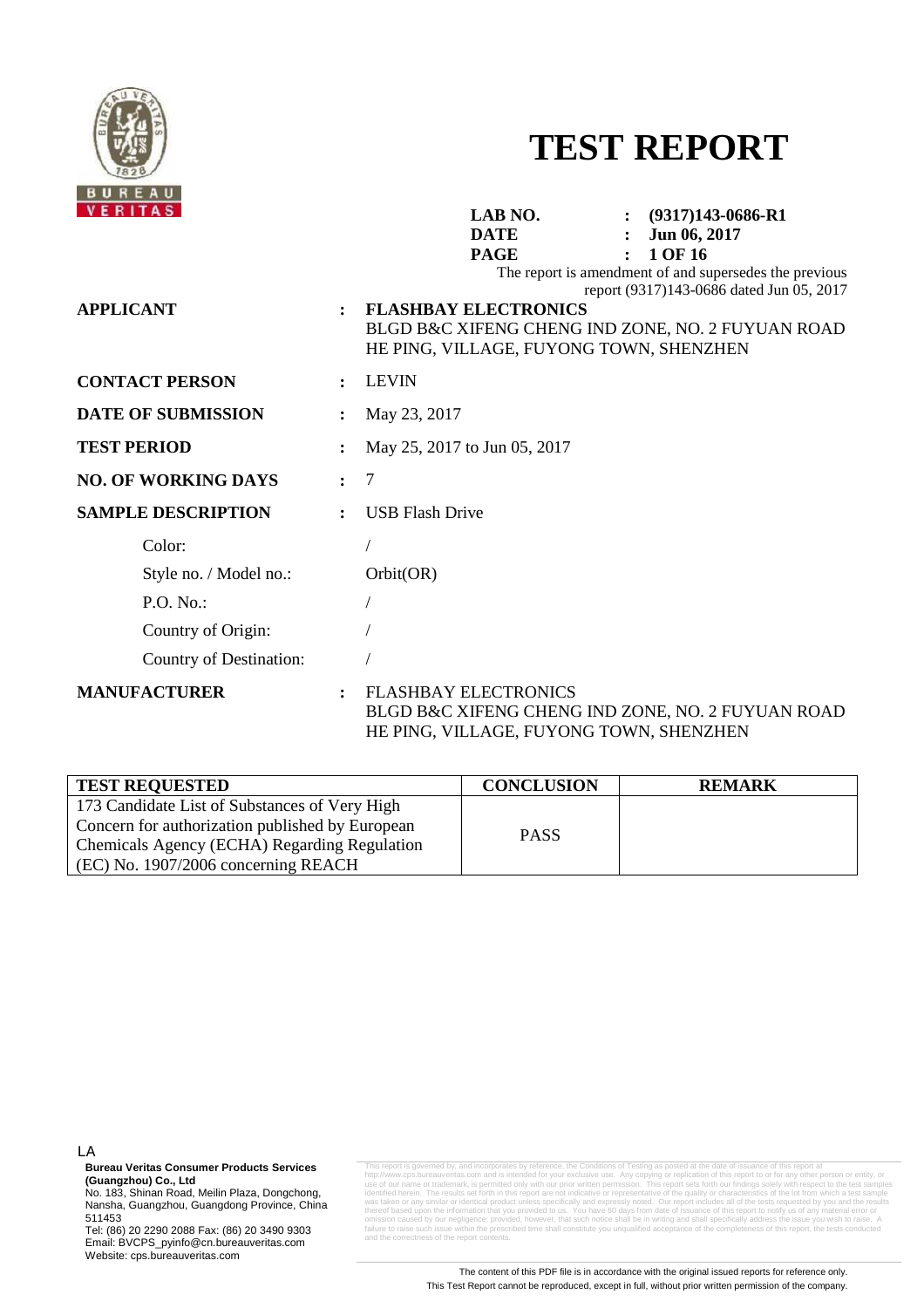# TEST REPORT

**LAB NO.** : **(9317)143-0686-R1**
**DATE** : **Jun 06, 2017**

The report is amendment of and supersedes the previous report (9317)143-0686 dated Jun 05, 2017

**APPLICANT** : **FLASHBAY ELECTRONICS**
BLGD B&C XIFENG CHENG IND ZONE, NO. 2 FUYUAN ROAD HE PING, VILLAGE, FUYONG TOWN, SHENZHEN

**CONTACT PERSON** : LEVIN

**DATE OF SUBMISSION** : May 23, 2017

**TEST PERIOD** : May 25, 2017 to Jun 05, 2017

**NO. OF WORKING DAYS** : 7

**SAMPLE DESCRIPTION** : USB Flash Drive

- Color: /
- Style no. / Model no.: Orbit(OR)
- P.O. No.: /
- Country of Origin: /
- Country of Destination: /

**MANUFACTURER** : FLASHBAY ELECTRONICS
BLGD B&C XIFENG CHENG IND ZONE, NO. 2 FUYUAN ROAD HE PING, VILLAGE, FUYONG TOWN, SHENZHEN

| TEST REQUESTED | CONCLUSION | REMARK |
| --- | --- | --- |
| 173 Candidate List of Substances of Very High Concern for authorization published by European Chemicals Agency (ECHA) Regarding Regulation (EC) No. 1907/2006 concerning REACH | PASS | |

LA

**Bureau Veritas Consumer Products Services (Guangzhou) Co., Ltd**
No. 183, Shinan Road, Meilin Plaza, Dongchong, Nansha, Guangzhou, Guangdong Province, China 511453
Tel: (86) 20 2290 2088 Fax: (86) 20 3490 9303
Email: BVCPS_pyinfo@cn.bureauveritas.com
Website: cps.bureauveritas.com

This report is governed by, and incorporates by reference, the Conditions of Testing as posted at the date of issuance of this report at http://www.cps.bureauveritas.com and is intended for your exclusive use. Any copying or replication of this report to or for any other person or entity, or use of our name or trademark, is permitted only with our prior written permission. This report sets forth our findings solely with respect to the test samples identified herein. The results set forth in this report are not indicative or representative of the quality or characteristics of the lot from which a test sample was taken or any similar or identical product unless specifically and expressly noted. Our report includes all of the tests requested by you and the results thereof based upon the information that you provided to us. You have 60 days from date of issuance of this report to notify us of any material error or omission caused by our negligence; provided, however, that such notice shall be in writing and shall specifically address the issue you wish to raise. A failure to raise such issue within the prescribed time shall constitute you unqualified acceptance of the completeness of this report, the tests conducted and the correctness of the report contents.

The content of this PDF file is in accordance with the original issued reports for reference only.
This Test Report cannot be reproduced, except in full, without prior written permission of the company.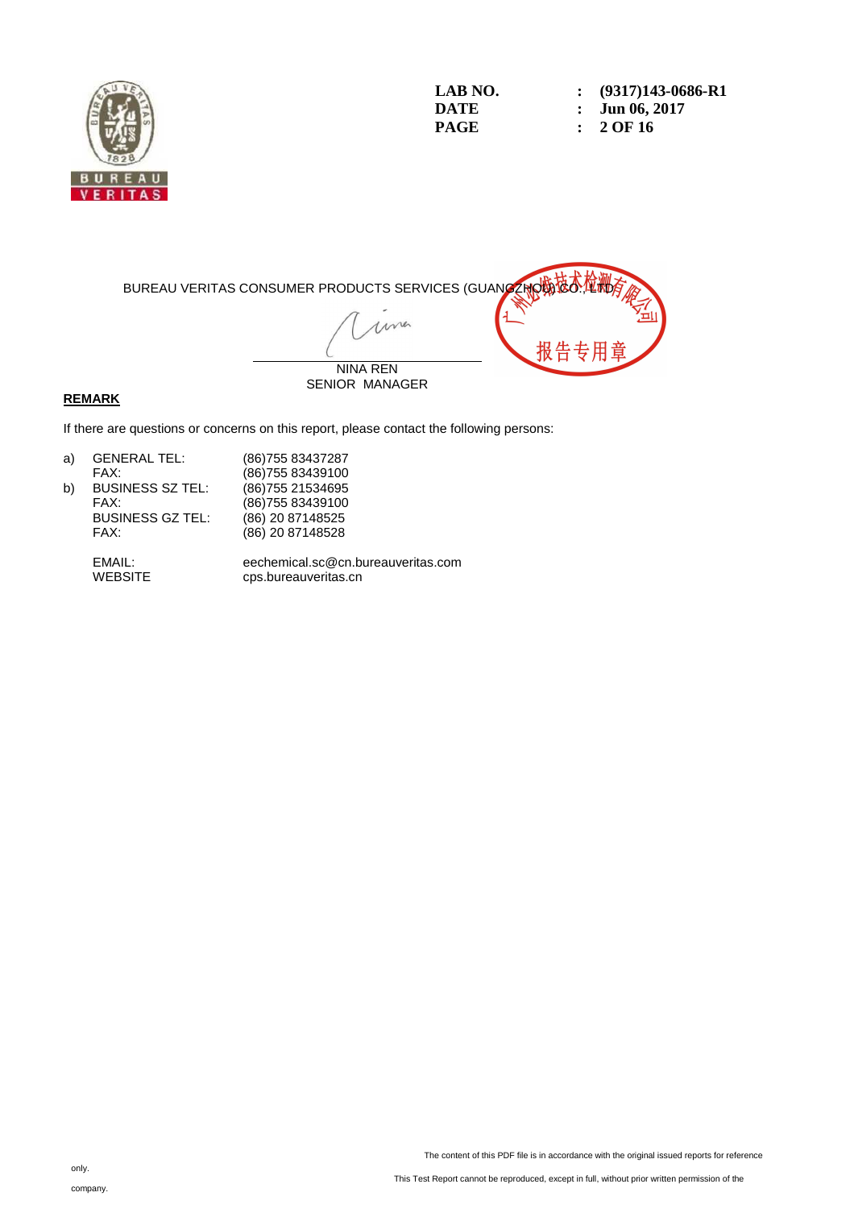LAB NO. : (9317)143-0686-R1
DATE : Jun 06, 2017

BUREAU VERITAS CONSUMER PRODUCTS SERVICES (GUANGZHOU) CO., LTD

NINA REN
SENIOR MANAGER

**REMARK**

If there are questions or concerns on this report, please contact the following persons:

| | | |
|---|---|---|
| a) | GENERAL TEL: | (86)755 83437287 |
| | FAX: | (86)755 83439100 |
| b) | BUSINESS SZ TEL: | (86)755 21534695 |
| | FAX: | (86)755 83439100 |
| | BUSINESS GZ TEL: | (86) 20 87148525 |
| | FAX: | (86) 20 87148528 |
| | EMAIL: | eechemical.sc@cn.bureauveritas.com |
| | WEBSITE | cps.bureauveritas.cn |

The content of this PDF file is in accordance with the original issued reports for reference only.

This Test Report cannot be reproduced, except in full, without prior written permission of the company.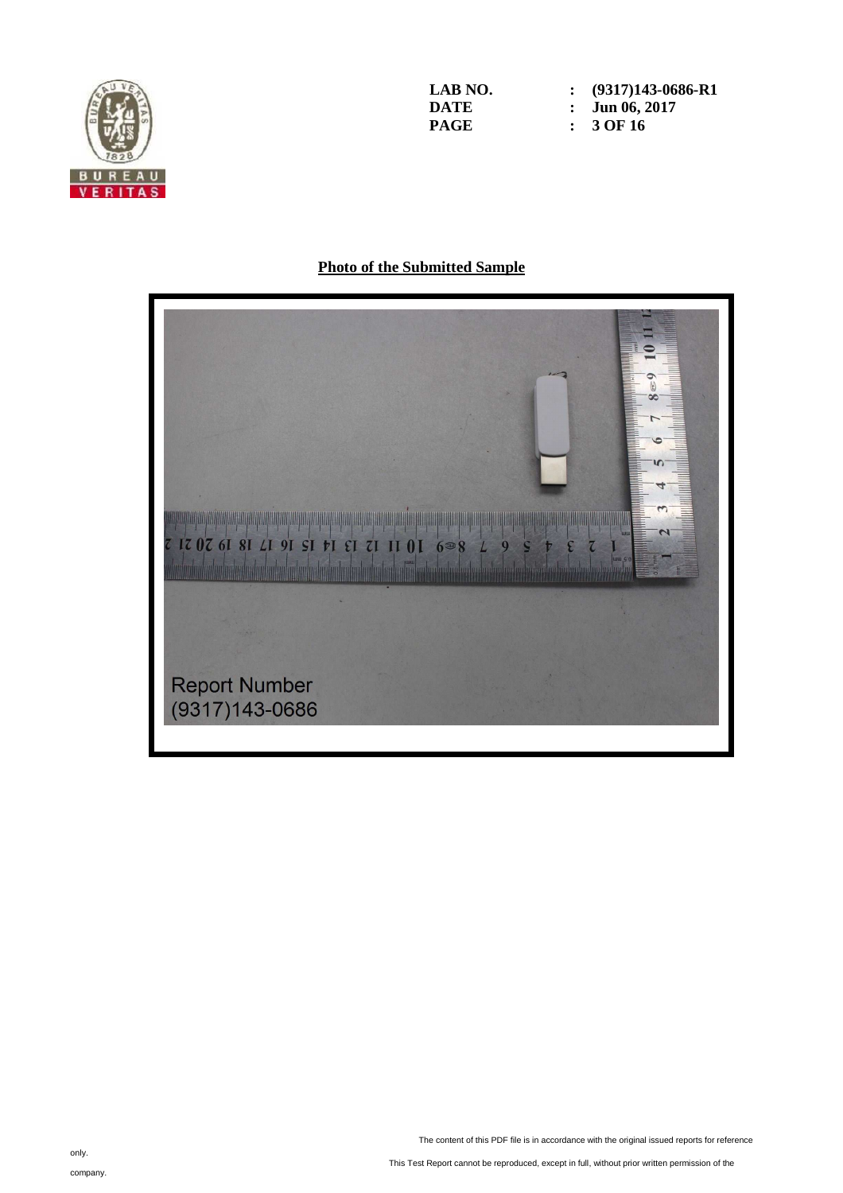LAB NO. : (9317)143-0686-R1
DATE : Jun 06, 2017

## Photo of the Submitted Sample

The content of this PDF file is in accordance with the original issued reports for reference only.

This Test Report cannot be reproduced, except in full, without prior written permission of the company.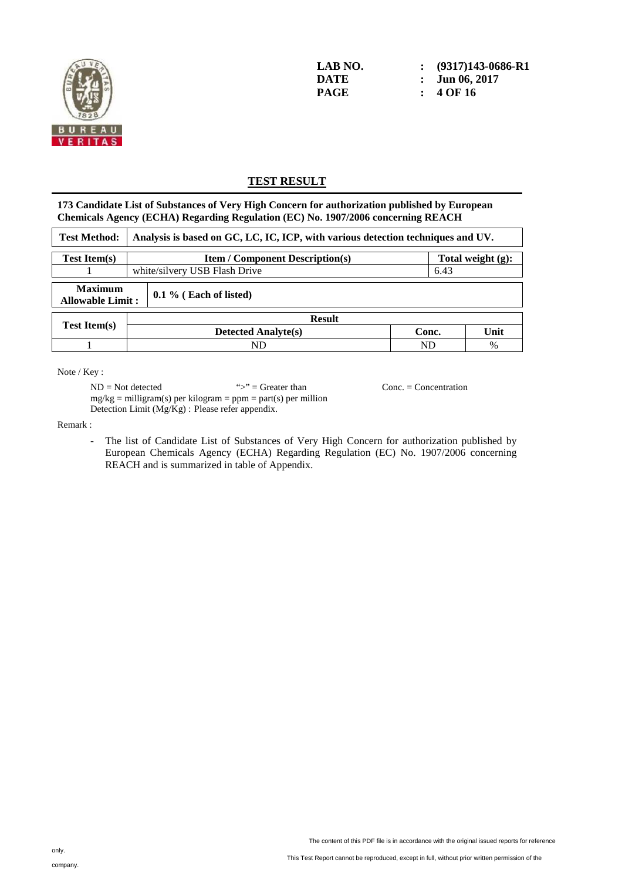LAB NO. : (9317)143-0686-R1
DATE : Jun 06, 2017

## TEST RESULT

**173 Candidate List of Substances of Very High Concern for authorization published by European Chemicals Agency (ECHA) Regarding Regulation (EC) No. 1907/2006 concerning REACH**

| **Test Method:** | **Analysis is based on GC, LC, IC, ICP, with various detection techniques and UV.** |
|---|---|

| **Test Item(s)** | **Item / Component Description(s)** | **Total weight (g):** |
|---|---|---|
| 1 | white/silvery USB Flash Drive | 6.43 |

| **Maximum Allowable Limit :** | **0.1 % ( Each of listed)** |
|---|---|

| **Test Item(s)** | **Result** | | |
|---|---|---|---|
| | **Detected Analyte(s)** | **Conc.** | **Unit** |
| 1 | ND | ND | % |

Note / Key :

ND = Not detected "&gt;" = Greater than Conc. = Concentration
mg/kg = milligram(s) per kilogram = ppm = part(s) per million
Detection Limit (Mg/Kg) : Please refer appendix.

Remark :

- The list of Candidate List of Substances of Very High Concern for authorization published by European Chemicals Agency (ECHA) Regarding Regulation (EC) No. 1907/2006 concerning REACH and is summarized in table of Appendix.

The content of this PDF file is in accordance with the original issued reports for reference only.

This Test Report cannot be reproduced, except in full, without prior written permission of the company.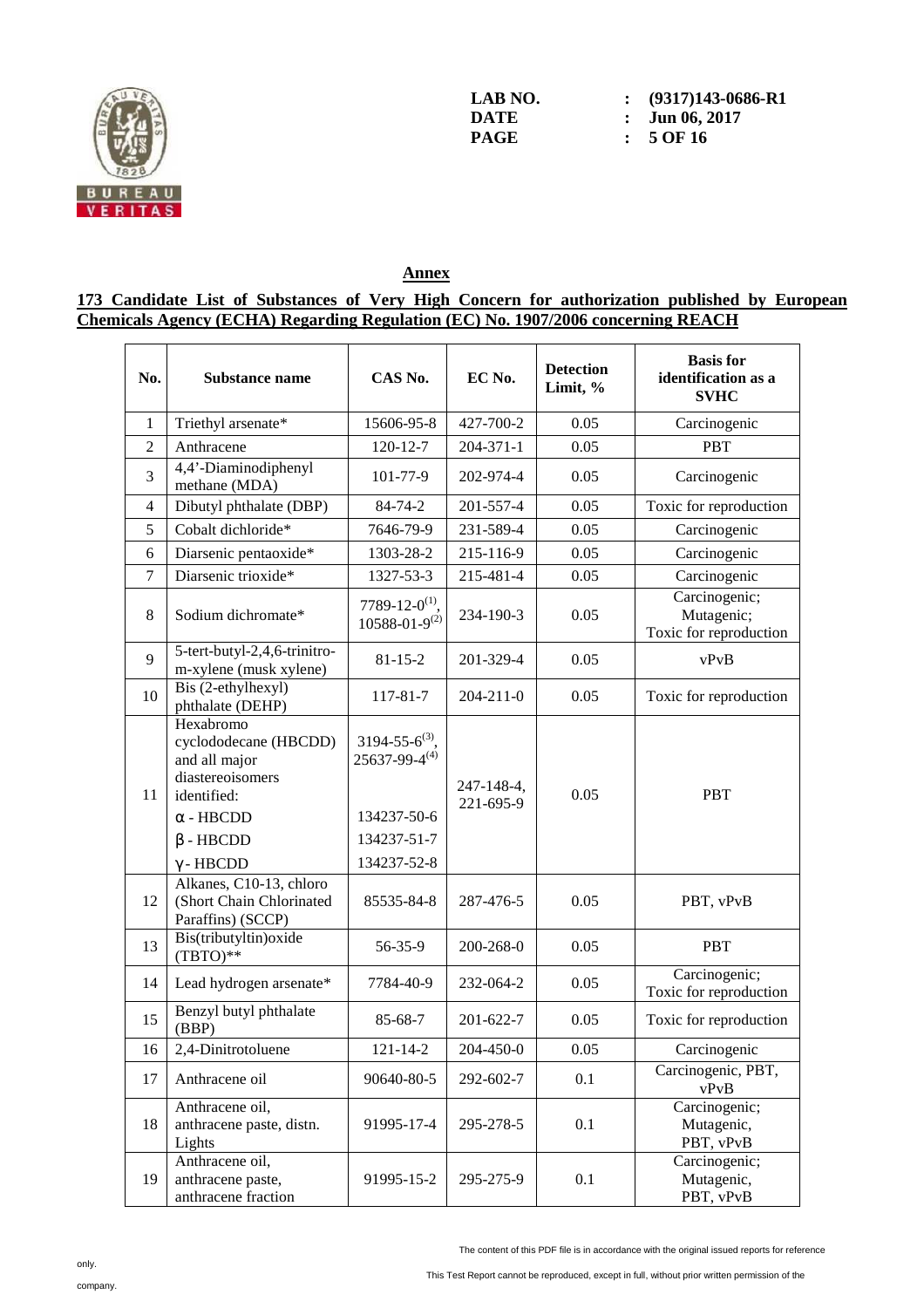## Annex

**173 Candidate List of Substances of Very High Concern for authorization published by European Chemicals Agency (ECHA) Regarding Regulation (EC) No. 1907/2006 concerning REACH**

| No. | Substance name | CAS No. | EC No. | Detection Limit, % | Basis for identification as a SVHC |
|---|---|---|---|---|---|
| 1 | Triethyl arsenate* | 15606-95-8 | 427-700-2 | 0.05 | Carcinogenic |
| 2 | Anthracene | 120-12-7 | 204-371-1 | 0.05 | PBT |
| 3 | 4,4'-Diaminodiphenyl methane (MDA) | 101-77-9 | 202-974-4 | 0.05 | Carcinogenic |
| 4 | Dibutyl phthalate (DBP) | 84-74-2 | 201-557-4 | 0.05 | Toxic for reproduction |
| 5 | Cobalt dichloride* | 7646-79-9 | 231-589-4 | 0.05 | Carcinogenic |
| 6 | Diarsenic pentaoxide* | 1303-28-2 | 215-116-9 | 0.05 | Carcinogenic |
| 7 | Diarsenic trioxide* | 1327-53-3 | 215-481-4 | 0.05 | Carcinogenic |
| 8 | Sodium dichromate* | 7789-12-0(1), 10588-01-9(2) | 234-190-3 | 0.05 | Carcinogenic; Mutagenic; Toxic for reproduction |
| 9 | 5-tert-butyl-2,4,6-trinitro-m-xylene (musk xylene) | 81-15-2 | 201-329-4 | 0.05 | vPvB |
| 10 | Bis (2-ethylhexyl) phthalate (DEHP) | 117-81-7 | 204-211-0 | 0.05 | Toxic for reproduction |
| 11 | Hexabromo cyclododecane (HBCDD) and all major diastereoisomers identified:<br>α - HBCDD<br>β - HBCDD<br>γ - HBCDD | 3194-55-6(3), 25637-99-4(4)<br><br>134237-50-6<br>134237-51-7<br>134237-52-8 | 247-148-4, 221-695-9 | 0.05 | PBT |
| 12 | Alkanes, C10-13, chloro (Short Chain Chlorinated Paraffins) (SCCP) | 85535-84-8 | 287-476-5 | 0.05 | PBT, vPvB |
| 13 | Bis(tributyltin)oxide (TBTO)** | 56-35-9 | 200-268-0 | 0.05 | PBT |
| 14 | Lead hydrogen arsenate* | 7784-40-9 | 232-064-2 | 0.05 | Carcinogenic; Toxic for reproduction |
| 15 | Benzyl butyl phthalate (BBP) | 85-68-7 | 201-622-7 | 0.05 | Toxic for reproduction |
| 16 | 2,4-Dinitrotoluene | 121-14-2 | 204-450-0 | 0.05 | Carcinogenic |
| 17 | Anthracene oil | 90640-80-5 | 292-602-7 | 0.1 | Carcinogenic, PBT, vPvB |
| 18 | Anthracene oil, anthracene paste, distn. Lights | 91995-17-4 | 295-278-5 | 0.1 | Carcinogenic; Mutagenic, PBT, vPvB |
| 19 | Anthracene oil, anthracene paste, anthracene fraction | 91995-15-2 | 295-275-9 | 0.1 | Carcinogenic; Mutagenic, PBT, vPvB |

The content of this PDF file is in accordance with the original issued reports for reference only.

This Test Report cannot be reproduced, except in full, without prior written permission of the company.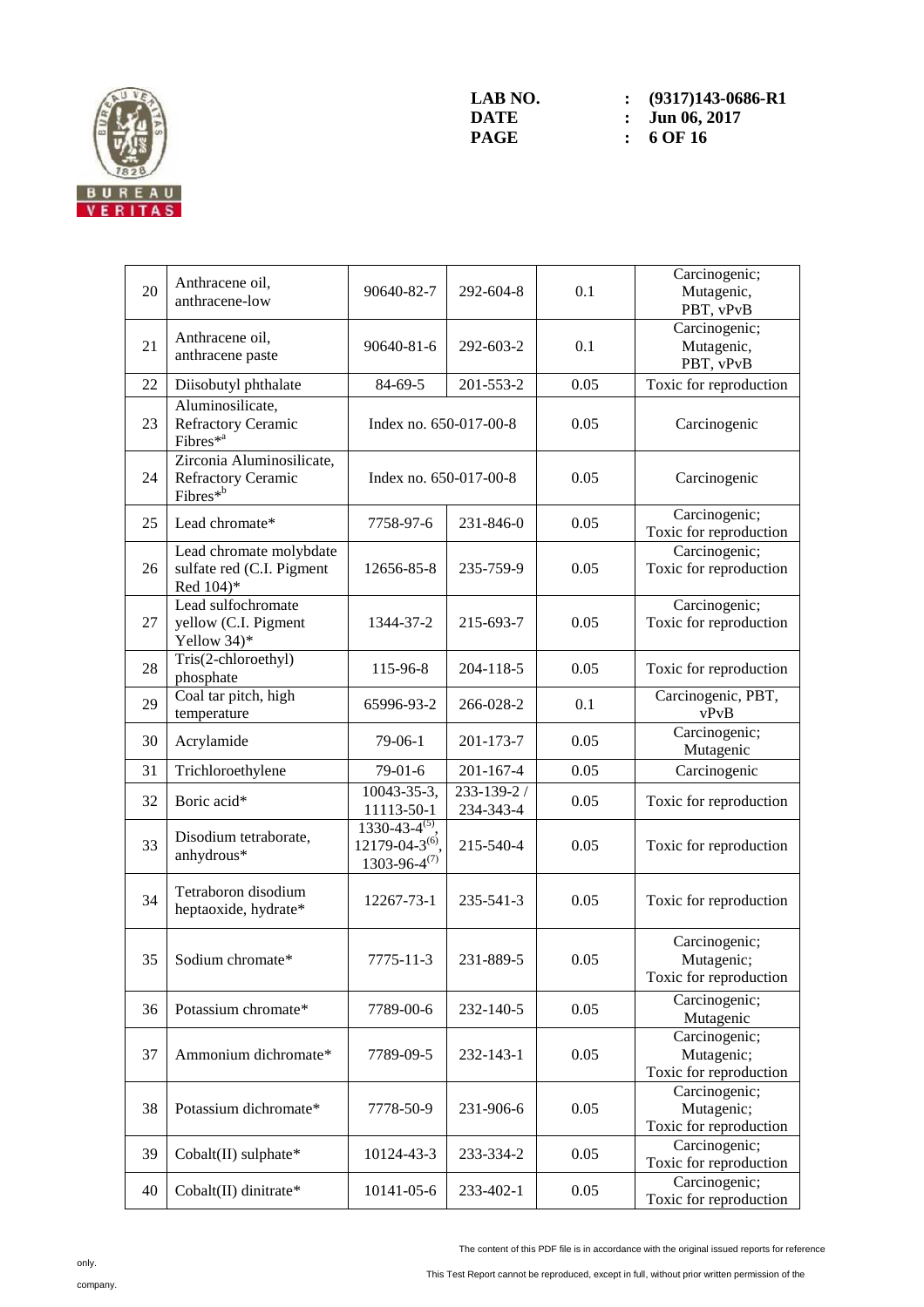| 20 | Anthracene oil, anthracene-low | 90640-82-7 | 292-604-8 | 0.1 | Carcinogenic; Mutagenic, PBT, vPvB |
|---|---|---|---|---|---|
| 21 | Anthracene oil, anthracene paste | 90640-81-6 | 292-603-2 | 0.1 | Carcinogenic; Mutagenic, PBT, vPvB |
| 22 | Diisobutyl phthalate | 84-69-5 | 201-553-2 | 0.05 | Toxic for reproduction |
| 23 | Aluminosilicate, Refractory Ceramic Fibres*[a] | Index no. 650-017-00-8 | | 0.05 | Carcinogenic |
| 24 | Zirconia Aluminosilicate, Refractory Ceramic Fibres*[b] | Index no. 650-017-00-8 | | 0.05 | Carcinogenic |
| 25 | Lead chromate* | 7758-97-6 | 231-846-0 | 0.05 | Carcinogenic; Toxic for reproduction |
| 26 | Lead chromate molybdate sulfate red (C.I. Pigment Red 104)* | 12656-85-8 | 235-759-9 | 0.05 | Carcinogenic; Toxic for reproduction |
| 27 | Lead sulfochromate yellow (C.I. Pigment Yellow 34)* | 1344-37-2 | 215-693-7 | 0.05 | Carcinogenic; Toxic for reproduction |
| 28 | Tris(2-chloroethyl) phosphate | 115-96-8 | 204-118-5 | 0.05 | Toxic for reproduction |
| 29 | Coal tar pitch, high temperature | 65996-93-2 | 266-028-2 | 0.1 | Carcinogenic, PBT, vPvB |
| 30 | Acrylamide | 79-06-1 | 201-173-7 | 0.05 | Carcinogenic; Mutagenic |
| 31 | Trichloroethylene | 79-01-6 | 201-167-4 | 0.05 | Carcinogenic |
| 32 | Boric acid* | 10043-35-3, 11113-50-1 | 233-139-2 / 234-343-4 | 0.05 | Toxic for reproduction |
| 33 | Disodium tetraborate, anhydrous* | 1330-43-4[(5)], 12179-04-3[(6)], 1303-96-4[(7)] | 215-540-4 | 0.05 | Toxic for reproduction |
| 34 | Tetraboron disodium heptaoxide, hydrate* | 12267-73-1 | 235-541-3 | 0.05 | Toxic for reproduction |
| 35 | Sodium chromate* | 7775-11-3 | 231-889-5 | 0.05 | Carcinogenic; Mutagenic; Toxic for reproduction |
| 36 | Potassium chromate* | 7789-00-6 | 232-140-5 | 0.05 | Carcinogenic; Mutagenic |
| 37 | Ammonium dichromate* | 7789-09-5 | 232-143-1 | 0.05 | Carcinogenic; Mutagenic; Toxic for reproduction |
| 38 | Potassium dichromate* | 7778-50-9 | 231-906-6 | 0.05 | Carcinogenic; Mutagenic; Toxic for reproduction |
| 39 | Cobalt(II) sulphate* | 10124-43-3 | 233-334-2 | 0.05 | Carcinogenic; Toxic for reproduction |
| 40 | Cobalt(II) dinitrate* | 10141-05-6 | 233-402-1 | 0.05 | Carcinogenic; Toxic for reproduction |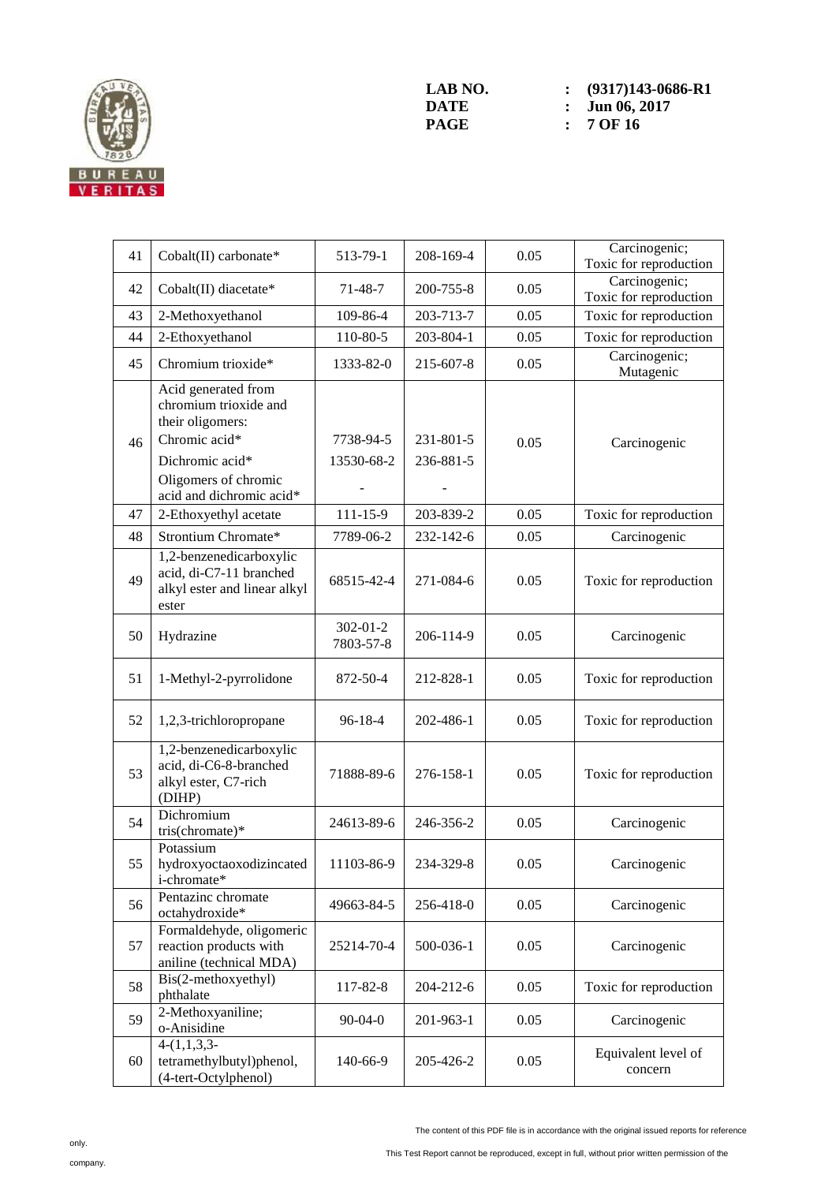| | | | | | |
|---|---|---|---|---|---|
| 41 | Cobalt(II) carbonate* | 513-79-1 | 208-169-4 | 0.05 | Carcinogenic; Toxic for reproduction |
| 42 | Cobalt(II) diacetate* | 71-48-7 | 200-755-8 | 0.05 | Carcinogenic; Toxic for reproduction |
| 43 | 2-Methoxyethanol | 109-86-4 | 203-713-7 | 0.05 | Toxic for reproduction |
| 44 | 2-Ethoxyethanol | 110-80-5 | 203-804-1 | 0.05 | Toxic for reproduction |
| 45 | Chromium trioxide* | 1333-82-0 | 215-607-8 | 0.05 | Carcinogenic; Mutagenic |
| 46 | Acid generated from chromium trioxide and their oligomers:<br>Chromic acid*<br>Dichromic acid*<br>Oligomers of chromic acid and dichromic acid* | <br>7738-94-5<br>13530-68-2<br>- | <br>231-801-5<br>236-881-5<br>- | 0.05 | Carcinogenic |
| 47 | 2-Ethoxyethyl acetate | 111-15-9 | 203-839-2 | 0.05 | Toxic for reproduction |
| 48 | Strontium Chromate* | 7789-06-2 | 232-142-6 | 0.05 | Carcinogenic |
| 49 | 1,2-benzenedicarboxylic acid, di-C7-11 branched alkyl ester and linear alkyl ester | 68515-42-4 | 271-084-6 | 0.05 | Toxic for reproduction |
| 50 | Hydrazine | 302-01-2<br>7803-57-8 | 206-114-9 | 0.05 | Carcinogenic |
| 51 | 1-Methyl-2-pyrrolidone | 872-50-4 | 212-828-1 | 0.05 | Toxic for reproduction |
| 52 | 1,2,3-trichloropropane | 96-18-4 | 202-486-1 | 0.05 | Toxic for reproduction |
| 53 | 1,2-benzenedicarboxylic acid, di-C6-8-branched alkyl ester, C7-rich (DIHP) | 71888-89-6 | 276-158-1 | 0.05 | Toxic for reproduction |
| 54 | Dichromium tris(chromate)* | 24613-89-6 | 246-356-2 | 0.05 | Carcinogenic |
| 55 | Potassium hydroxyoctaoxodizincatedi-chromate* | 11103-86-9 | 234-329-8 | 0.05 | Carcinogenic |
| 56 | Pentazinc chromate octahydroxide* | 49663-84-5 | 256-418-0 | 0.05 | Carcinogenic |
| 57 | Formaldehyde, oligomeric reaction products with aniline (technical MDA) | 25214-70-4 | 500-036-1 | 0.05 | Carcinogenic |
| 58 | Bis(2-methoxyethyl) phthalate | 117-82-8 | 204-212-6 | 0.05 | Toxic for reproduction |
| 59 | 2-Methoxyaniline; o-Anisidine | 90-04-0 | 201-963-1 | 0.05 | Carcinogenic |
| 60 | 4-(1,1,3,3-tetramethylbutyl)phenol, (4-tert-Octylphenol) | 140-66-9 | 205-426-2 | 0.05 | Equivalent level of concern |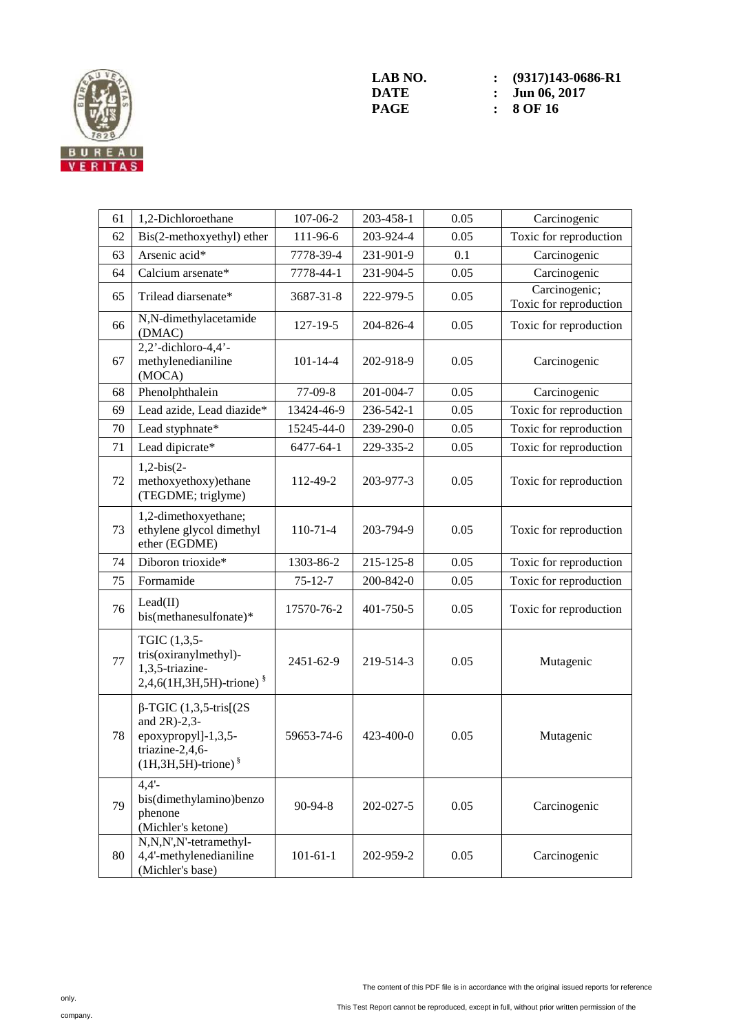| 61 | 1,2-Dichloroethane | 107-06-2 | 203-458-1 | 0.05 | Carcinogenic |
|---|---|---|---|---|---|
| 62 | Bis(2-methoxyethyl) ether | 111-96-6 | 203-924-4 | 0.05 | Toxic for reproduction |
| 63 | Arsenic acid* | 7778-39-4 | 231-901-9 | 0.1 | Carcinogenic |
| 64 | Calcium arsenate* | 7778-44-1 | 231-904-5 | 0.05 | Carcinogenic |
| 65 | Trilead diarsenate* | 3687-31-8 | 222-979-5 | 0.05 | Carcinogenic; Toxic for reproduction |
| 66 | N,N-dimethylacetamide (DMAC) | 127-19-5 | 204-826-4 | 0.05 | Toxic for reproduction |
| 67 | 2,2'-dichloro-4,4'-methylenedianiline (MOCA) | 101-14-4 | 202-918-9 | 0.05 | Carcinogenic |
| 68 | Phenolphthalein | 77-09-8 | 201-004-7 | 0.05 | Carcinogenic |
| 69 | Lead azide, Lead diazide* | 13424-46-9 | 236-542-1 | 0.05 | Toxic for reproduction |
| 70 | Lead styphnate* | 15245-44-0 | 239-290-0 | 0.05 | Toxic for reproduction |
| 71 | Lead dipicrate* | 6477-64-1 | 229-335-2 | 0.05 | Toxic for reproduction |
| 72 | 1,2-bis(2-methoxyethoxy)ethane (TEGDME; triglyme) | 112-49-2 | 203-977-3 | 0.05 | Toxic for reproduction |
| 73 | 1,2-dimethoxyethane; ethylene glycol dimethyl ether (EGDME) | 110-71-4 | 203-794-9 | 0.05 | Toxic for reproduction |
| 74 | Diboron trioxide* | 1303-86-2 | 215-125-8 | 0.05 | Toxic for reproduction |
| 75 | Formamide | 75-12-7 | 200-842-0 | 0.05 | Toxic for reproduction |
| 76 | Lead(II) bis(methanesulfonate)* | 17570-76-2 | 401-750-5 | 0.05 | Toxic for reproduction |
| 77 | TGIC (1,3,5-tris(oxiranylmethyl)-1,3,5-triazine-2,4,6(1H,3H,5H)-trione) § | 2451-62-9 | 219-514-3 | 0.05 | Mutagenic |
| 78 | β-TGIC (1,3,5-tris[(2S and 2R)-2,3-epoxypropyl]-1,3,5-triazine-2,4,6-(1H,3H,5H)-trione) § | 59653-74-6 | 423-400-0 | 0.05 | Mutagenic |
| 79 | 4,4'-bis(dimethylamino)benzophenone (Michler's ketone) | 90-94-8 | 202-027-5 | 0.05 | Carcinogenic |
| 80 | N,N,N',N'-tetramethyl-4,4'-methylenedianiline (Michler's base) | 101-61-1 | 202-959-2 | 0.05 | Carcinogenic |

The content of this PDF file is in accordance with the original issued reports for reference only.

This Test Report cannot be reproduced, except in full, without prior written permission of the company.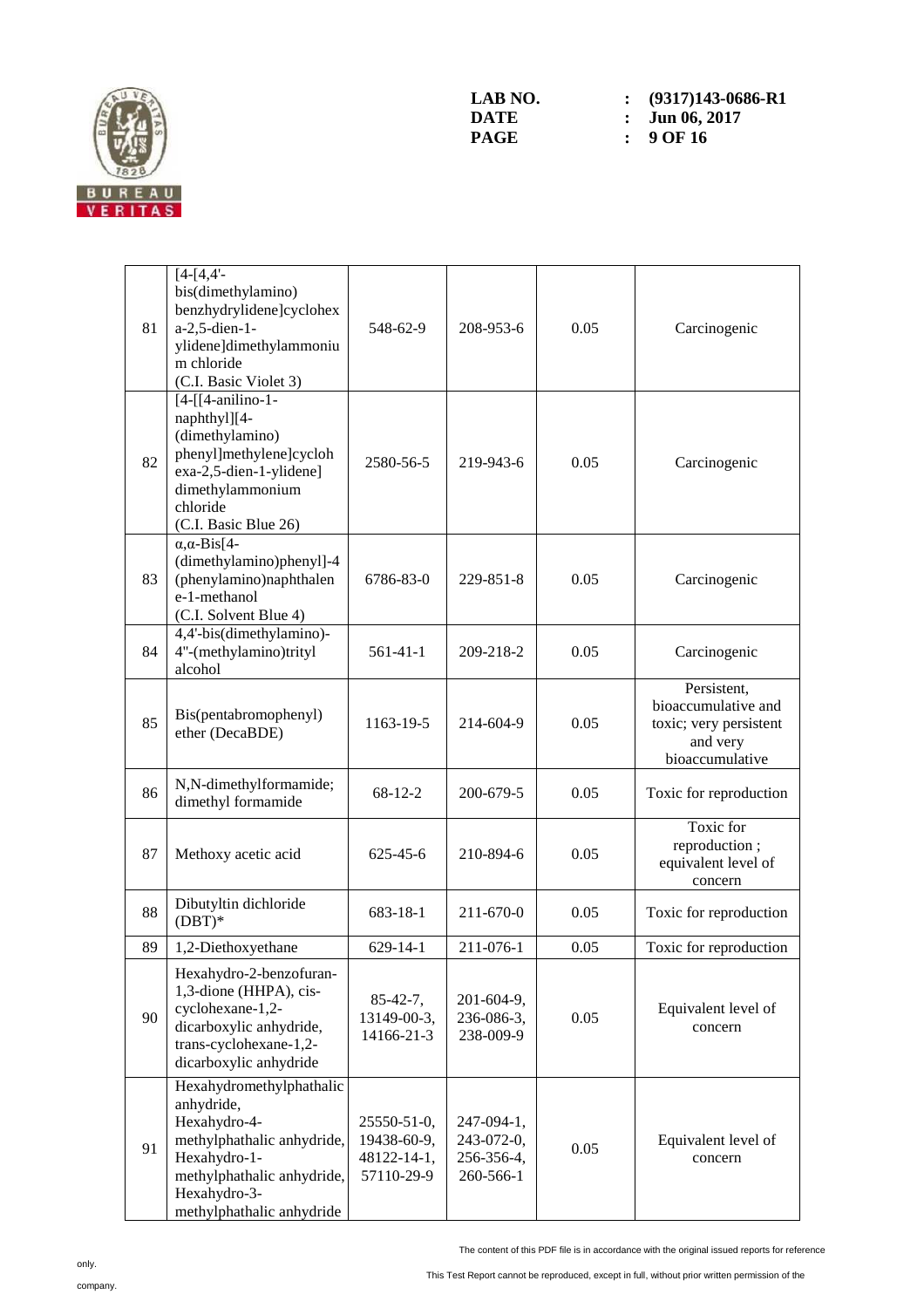| 81 | [4-[4,4'-bis(dimethylamino) benzhydrylidene]cyclohexa-2,5-dien-1-ylidene]dimethylammonium chloride (C.I. Basic Violet 3) | 548-62-9 | 208-953-6 | 0.05 | Carcinogenic |
|---|---|---|---|---|---|
| 82 | [4-[[4-anilino-1-naphthyl][4-(dimethylamino) phenyl]methylene]cyclohexa-2,5-dien-1-ylidene] dimethylammonium chloride (C.I. Basic Blue 26) | 2580-56-5 | 219-943-6 | 0.05 | Carcinogenic |
| 83 | α,α-Bis[4-(dimethylamino)phenyl]-4 (phenylamino)naphthalene-1-methanol (C.I. Solvent Blue 4) | 6786-83-0 | 229-851-8 | 0.05 | Carcinogenic |
| 84 | 4,4'-bis(dimethylamino)-4''-(methylamino)trityl alcohol | 561-41-1 | 209-218-2 | 0.05 | Carcinogenic |
| 85 | Bis(pentabromophenyl) ether (DecaBDE) | 1163-19-5 | 214-604-9 | 0.05 | Persistent, bioaccumulative and toxic; very persistent and very bioaccumulative |
| 86 | N,N-dimethylformamide; dimethyl formamide | 68-12-2 | 200-679-5 | 0.05 | Toxic for reproduction |
| 87 | Methoxy acetic acid | 625-45-6 | 210-894-6 | 0.05 | Toxic for reproduction ; equivalent level of concern |
| 88 | Dibutyltin dichloride (DBT)* | 683-18-1 | 211-670-0 | 0.05 | Toxic for reproduction |
| 89 | 1,2-Diethoxyethane | 629-14-1 | 211-076-1 | 0.05 | Toxic for reproduction |
| 90 | Hexahydro-2-benzofuran-1,3-dione (HHPA), cis-cyclohexane-1,2-dicarboxylic anhydride, trans-cyclohexane-1,2-dicarboxylic anhydride | 85-42-7, 13149-00-3, 14166-21-3 | 201-604-9, 236-086-3, 238-009-9 | 0.05 | Equivalent level of concern |
| 91 | Hexahydromethylphathalic anhydride, Hexahydro-4-methylphathalic anhydride, Hexahydro-1-methylphathalic anhydride, Hexahydro-3-methylphathalic anhydride | 25550-51-0, 19438-60-9, 48122-14-1, 57110-29-9 | 247-094-1, 243-072-0, 256-356-4, 260-566-1 | 0.05 | Equivalent level of concern |

The content of this PDF file is in accordance with the original issued reports for reference only.

This Test Report cannot be reproduced, except in full, without prior written permission of the company.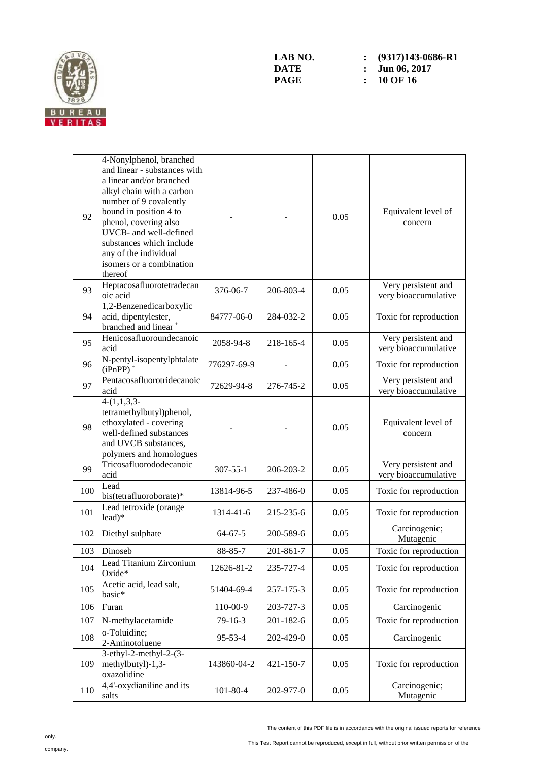| | | | | | |
|---|---|---|---|---|---|
| 92 | 4-Nonylphenol, branched and linear - substances with a linear and/or branched alkyl chain with a carbon number of 9 covalently bound in position 4 to phenol, covering also UVCB- and well-defined substances which include any of the individual isomers or a combination thereof | - | - | 0.05 | Equivalent level of concern |
| 93 | Heptacosafluorotetradecanoic acid | 376-06-7 | 206-803-4 | 0.05 | Very persistent and very bioaccumulative |
| 94 | 1,2-Benzenedicarboxylic acid, dipentylester, branched and linear + | 84777-06-0 | 284-032-2 | 0.05 | Toxic for reproduction |
| 95 | Henicosafluoroundecanoic acid | 2058-94-8 | 218-165-4 | 0.05 | Very persistent and very bioaccumulative |
| 96 | N-pentyl-isopentylphtalate (iPnPP) + | 776297-69-9 | - | 0.05 | Toxic for reproduction |
| 97 | Pentacosafluorotridecanoic acid | 72629-94-8 | 276-745-2 | 0.05 | Very persistent and very bioaccumulative |
| 98 | 4-(1,1,3,3-tetramethylbutyl)phenol, ethoxylated - covering well-defined substances and UVCB substances, polymers and homologues | - | - | 0.05 | Equivalent level of concern |
| 99 | Tricosafluorododecanoic acid | 307-55-1 | 206-203-2 | 0.05 | Very persistent and very bioaccumulative |
| 100 | Lead bis(tetrafluoroborate)* | 13814-96-5 | 237-486-0 | 0.05 | Toxic for reproduction |
| 101 | Lead tetroxide (orange lead)* | 1314-41-6 | 215-235-6 | 0.05 | Toxic for reproduction |
| 102 | Diethyl sulphate | 64-67-5 | 200-589-6 | 0.05 | Carcinogenic; Mutagenic |
| 103 | Dinoseb | 88-85-7 | 201-861-7 | 0.05 | Toxic for reproduction |
| 104 | Lead Titanium Zirconium Oxide* | 12626-81-2 | 235-727-4 | 0.05 | Toxic for reproduction |
| 105 | Acetic acid, lead salt, basic* | 51404-69-4 | 257-175-3 | 0.05 | Toxic for reproduction |
| 106 | Furan | 110-00-9 | 203-727-3 | 0.05 | Carcinogenic |
| 107 | N-methylacetamide | 79-16-3 | 201-182-6 | 0.05 | Toxic for reproduction |
| 108 | o-Toluidine; 2-Aminotoluene | 95-53-4 | 202-429-0 | 0.05 | Carcinogenic |
| 109 | 3-ethyl-2-methyl-2-(3-methylbutyl)-1,3-oxazolidine | 143860-04-2 | 421-150-7 | 0.05 | Toxic for reproduction |
| 110 | 4,4'-oxydianiline and its salts | 101-80-4 | 202-977-0 | 0.05 | Carcinogenic; Mutagenic |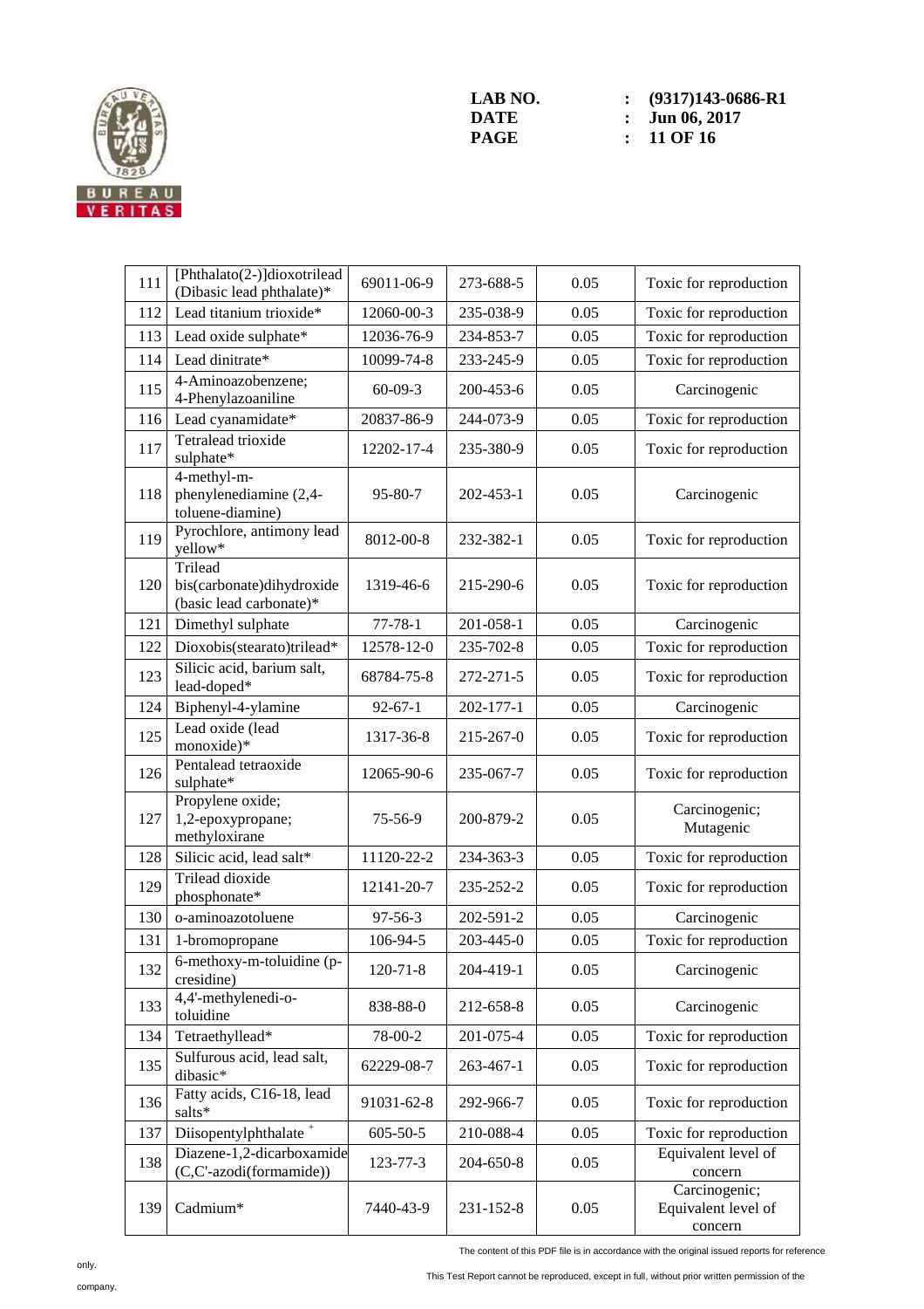| 111 | [Phthalato(2-)]dioxotrilead (Dibasic lead phthalate)* | 69011-06-9 | 273-688-5 | 0.05 | Toxic for reproduction |
|---|---|---|---|---|---|
| 112 | Lead titanium trioxide* | 12060-00-3 | 235-038-9 | 0.05 | Toxic for reproduction |
| 113 | Lead oxide sulphate* | 12036-76-9 | 234-853-7 | 0.05 | Toxic for reproduction |
| 114 | Lead dinitrate* | 10099-74-8 | 233-245-9 | 0.05 | Toxic for reproduction |
| 115 | 4-Aminoazobenzene; 4-Phenylazoaniline | 60-09-3 | 200-453-6 | 0.05 | Carcinogenic |
| 116 | Lead cyanamidate* | 20837-86-9 | 244-073-9 | 0.05 | Toxic for reproduction |
| 117 | Tetralead trioxide sulphate* | 12202-17-4 | 235-380-9 | 0.05 | Toxic for reproduction |
| 118 | 4-methyl-m-phenylenediamine (2,4-toluene-diamine) | 95-80-7 | 202-453-1 | 0.05 | Carcinogenic |
| 119 | Pyrochlore, antimony lead yellow* | 8012-00-8 | 232-382-1 | 0.05 | Toxic for reproduction |
| 120 | Trilead bis(carbonate)dihydroxide (basic lead carbonate)* | 1319-46-6 | 215-290-6 | 0.05 | Toxic for reproduction |
| 121 | Dimethyl sulphate | 77-78-1 | 201-058-1 | 0.05 | Carcinogenic |
| 122 | Dioxobis(stearato)trilead* | 12578-12-0 | 235-702-8 | 0.05 | Toxic for reproduction |
| 123 | Silicic acid, barium salt, lead-doped* | 68784-75-8 | 272-271-5 | 0.05 | Toxic for reproduction |
| 124 | Biphenyl-4-ylamine | 92-67-1 | 202-177-1 | 0.05 | Carcinogenic |
| 125 | Lead oxide (lead monoxide)* | 1317-36-8 | 215-267-0 | 0.05 | Toxic for reproduction |
| 126 | Pentalead tetraoxide sulphate* | 12065-90-6 | 235-067-7 | 0.05 | Toxic for reproduction |
| 127 | Propylene oxide; 1,2-epoxypropane; methyloxirane | 75-56-9 | 200-879-2 | 0.05 | Carcinogenic; Mutagenic |
| 128 | Silicic acid, lead salt* | 11120-22-2 | 234-363-3 | 0.05 | Toxic for reproduction |
| 129 | Trilead dioxide phosphonate* | 12141-20-7 | 235-252-2 | 0.05 | Toxic for reproduction |
| 130 | o-aminoazotoluene | 97-56-3 | 202-591-2 | 0.05 | Carcinogenic |
| 131 | 1-bromopropane | 106-94-5 | 203-445-0 | 0.05 | Toxic for reproduction |
| 132 | 6-methoxy-m-toluidine (p-cresidine) | 120-71-8 | 204-419-1 | 0.05 | Carcinogenic |
| 133 | 4,4'-methylenedi-o-toluidine | 838-88-0 | 212-658-8 | 0.05 | Carcinogenic |
| 134 | Tetraethyllead* | 78-00-2 | 201-075-4 | 0.05 | Toxic for reproduction |
| 135 | Sulfurous acid, lead salt, dibasic* | 62229-08-7 | 263-467-1 | 0.05 | Toxic for reproduction |
| 136 | Fatty acids, C16-18, lead salts* | 91031-62-8 | 292-966-7 | 0.05 | Toxic for reproduction |
| 137 | Diisopentylphthalate [+] | 605-50-5 | 210-088-4 | 0.05 | Toxic for reproduction |
| 138 | Diazene-1,2-dicarboxamide (C,C'-azodi(formamide)) | 123-77-3 | 204-650-8 | 0.05 | Equivalent level of concern |
| 139 | Cadmium* | 7440-43-9 | 231-152-8 | 0.05 | Carcinogenic; Equivalent level of concern |

The content of this PDF file is in accordance with the original issued reports for reference only.

This Test Report cannot be reproduced, except in full, without prior written permission of the company.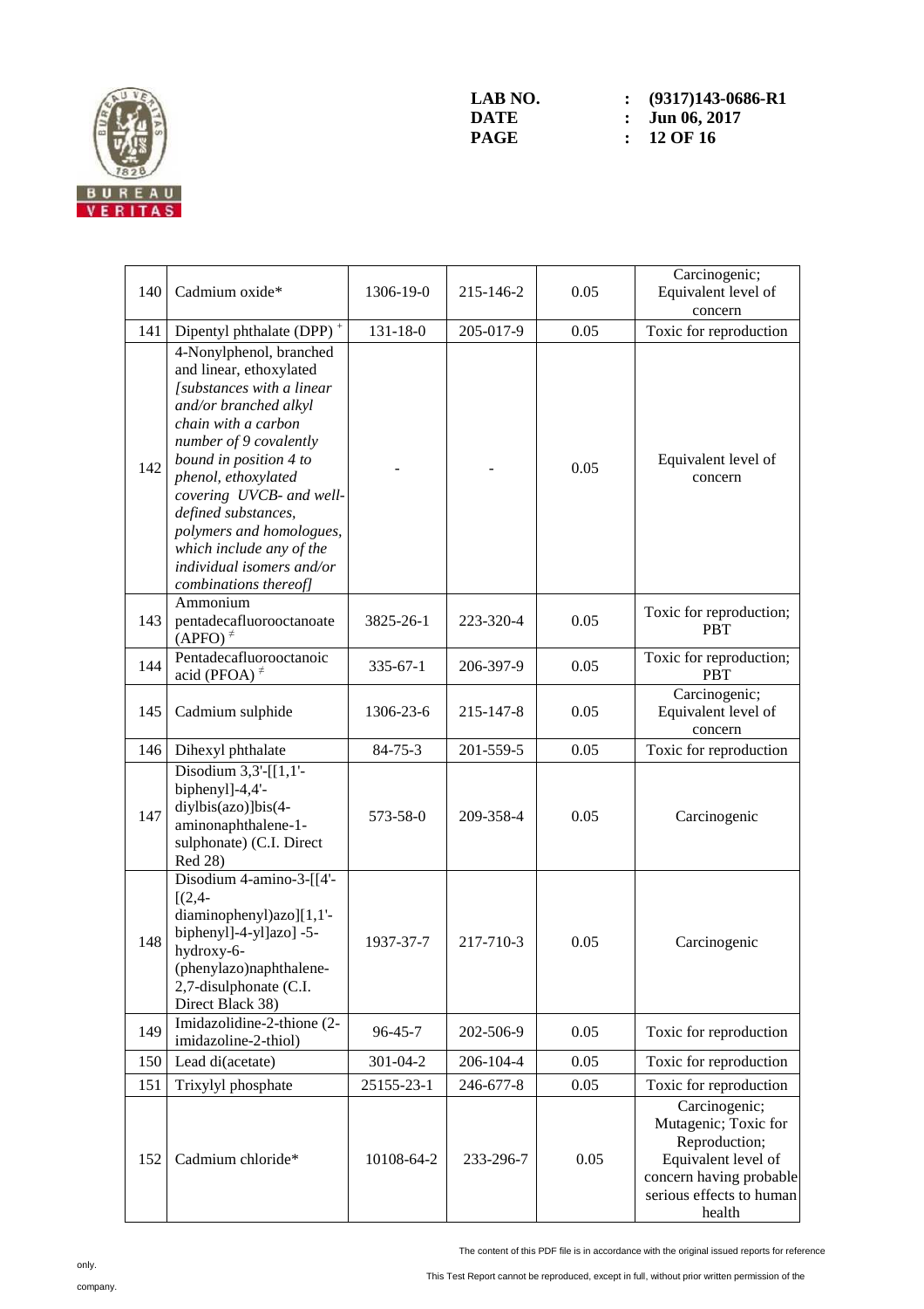| 140 | Cadmium oxide* | 1306-19-0 | 215-146-2 | 0.05 | Carcinogenic; Equivalent level of concern |
|---|---|---|---|---|---|
| 141 | Dipentyl phthalate (DPP) ⁺ | 131-18-0 | 205-017-9 | 0.05 | Toxic for reproduction |
| 142 | 4-Nonylphenol, branched and linear, ethoxylated *[substances with a linear and/or branched alkyl chain with a carbon number of 9 covalently bound in position 4 to phenol, ethoxylated covering UVCB- and well-defined substances, polymers and homologues, which include any of the individual isomers and/or combinations thereof]* | - | - | 0.05 | Equivalent level of concern |
| 143 | Ammonium pentadecafluorooctanoate (APFO) ≠ | 3825-26-1 | 223-320-4 | 0.05 | Toxic for reproduction; PBT |
| 144 | Pentadecafluorooctanoic acid (PFOA) ≠ | 335-67-1 | 206-397-9 | 0.05 | Toxic for reproduction; PBT |
| 145 | Cadmium sulphide | 1306-23-6 | 215-147-8 | 0.05 | Carcinogenic; Equivalent level of concern |
| 146 | Dihexyl phthalate | 84-75-3 | 201-559-5 | 0.05 | Toxic for reproduction |
| 147 | Disodium 3,3'-[[1,1'-biphenyl]-4,4'-diylbis(azo)]bis(4-aminonaphthalene-1-sulphonate) (C.I. Direct Red 28) | 573-58-0 | 209-358-4 | 0.05 | Carcinogenic |
| 148 | Disodium 4-amino-3-[[4'-[(2,4-diaminophenyl)azo][1,1'-biphenyl]-4-yl]azo] -5-hydroxy-6-(phenylazo)naphthalene-2,7-disulphonate (C.I. Direct Black 38) | 1937-37-7 | 217-710-3 | 0.05 | Carcinogenic |
| 149 | Imidazolidine-2-thione (2-imidazoline-2-thiol) | 96-45-7 | 202-506-9 | 0.05 | Toxic for reproduction |
| 150 | Lead di(acetate) | 301-04-2 | 206-104-4 | 0.05 | Toxic for reproduction |
| 151 | Trixylyl phosphate | 25155-23-1 | 246-677-8 | 0.05 | Toxic for reproduction |
| 152 | Cadmium chloride* | 10108-64-2 | 233-296-7 | 0.05 | Carcinogenic; Mutagenic; Toxic for Reproduction; Equivalent level of concern having probable serious effects to human health |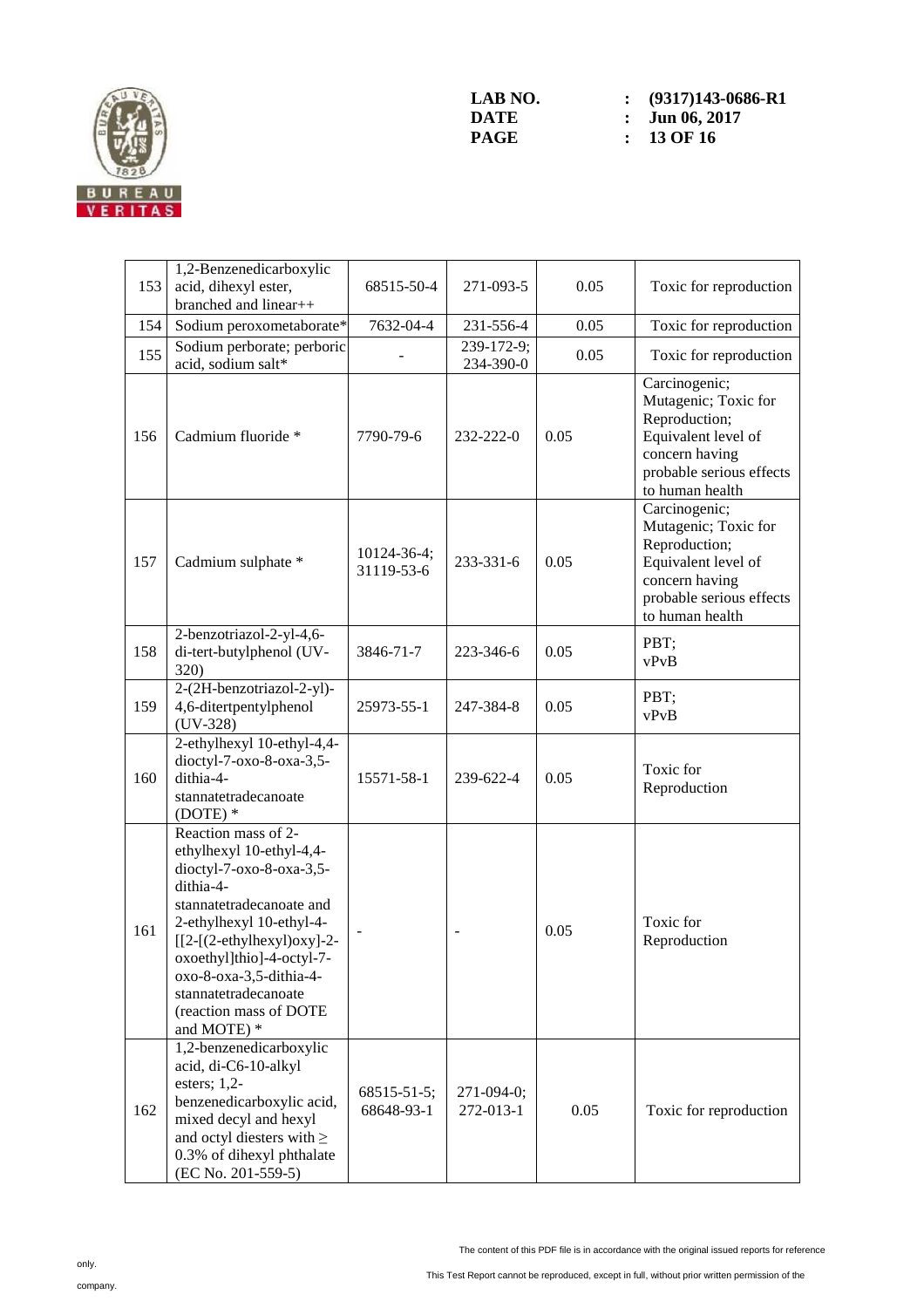| 153 | 1,2-Benzenedicarboxylic acid, dihexyl ester, branched and linear++ | 68515-50-4 | 271-093-5 | 0.05 | Toxic for reproduction |
|---|---|---|---|---|---|
| 154 | Sodium peroxometaborate* | 7632-04-4 | 231-556-4 | 0.05 | Toxic for reproduction |
| 155 | Sodium perborate; perboric acid, sodium salt* | - | 239-172-9; 234-390-0 | 0.05 | Toxic for reproduction |
| 156 | Cadmium fluoride * | 7790-79-6 | 232-222-0 | 0.05 | Carcinogenic; Mutagenic; Toxic for Reproduction; Equivalent level of concern having probable serious effects to human health |
| 157 | Cadmium sulphate * | 10124-36-4; 31119-53-6 | 233-331-6 | 0.05 | Carcinogenic; Mutagenic; Toxic for Reproduction; Equivalent level of concern having probable serious effects to human health |
| 158 | 2-benzotriazol-2-yl-4,6-di-tert-butylphenol (UV-320) | 3846-71-7 | 223-346-6 | 0.05 | PBT; vPvB |
| 159 | 2-(2H-benzotriazol-2-yl)-4,6-ditertpentylphenol (UV-328) | 25973-55-1 | 247-384-8 | 0.05 | PBT; vPvB |
| 160 | 2-ethylhexyl 10-ethyl-4,4-dioctyl-7-oxo-8-oxa-3,5-dithia-4-stannatetradecanoate (DOTE) * | 15571-58-1 | 239-622-4 | 0.05 | Toxic for Reproduction |
| 161 | Reaction mass of 2-ethylhexyl 10-ethyl-4,4-dioctyl-7-oxo-8-oxa-3,5-dithia-4-stannatetradecanoate and 2-ethylhexyl 10-ethyl-4-[[2-[(2-ethylhexyl)oxy]-2-oxoethyl]thio]-4-octyl-7-oxo-8-oxa-3,5-dithia-4-stannatetradecanoate (reaction mass of DOTE and MOTE) * | - | - | 0.05 | Toxic for Reproduction |
| 162 | 1,2-benzenedicarboxylic acid, di-C6-10-alkyl esters; 1,2-benzenedicarboxylic acid, mixed decyl and hexyl and octyl diesters with ≥ 0.3% of dihexyl phthalate (EC No. 201-559-5) | 68515-51-5; 68648-93-1 | 271-094-0; 272-013-1 | 0.05 | Toxic for reproduction |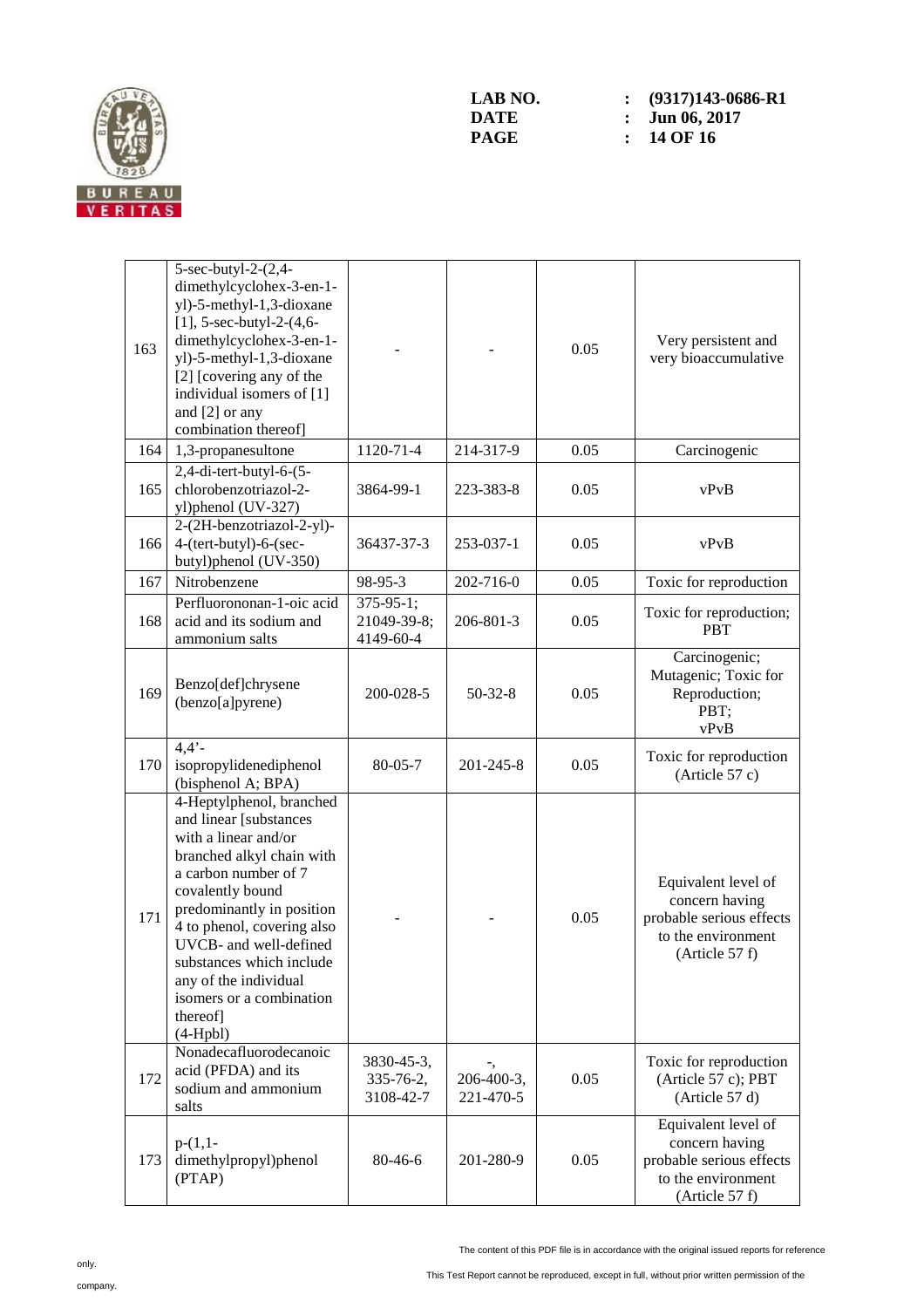| | | | | | |
|---|---|---|---|---|---|
| 163 | 5-sec-butyl-2-(2,4-dimethylcyclohex-3-en-1-yl)-5-methyl-1,3-dioxane [1], 5-sec-butyl-2-(4,6-dimethylcyclohex-3-en-1-yl)-5-methyl-1,3-dioxane [2] [covering any of the individual isomers of [1] and [2] or any combination thereof] | - | - | 0.05 | Very persistent and very bioaccumulative |
| 164 | 1,3-propanesultone | 1120-71-4 | 214-317-9 | 0.05 | Carcinogenic |
| 165 | 2,4-di-tert-butyl-6-(5-chlorobenzotriazol-2-yl)phenol (UV-327) | 3864-99-1 | 223-383-8 | 0.05 | vPvB |
| 166 | 2-(2H-benzotriazol-2-yl)-4-(tert-butyl)-6-(sec-butyl)phenol (UV-350) | 36437-37-3 | 253-037-1 | 0.05 | vPvB |
| 167 | Nitrobenzene | 98-95-3 | 202-716-0 | 0.05 | Toxic for reproduction |
| 168 | Perfluorononan-1-oic acid acid and its sodium and ammonium salts | 375-95-1; 21049-39-8; 4149-60-4 | 206-801-3 | 0.05 | Toxic for reproduction; PBT |
| 169 | Benzo[def]chrysene (benzo[a]pyrene) | 200-028-5 | 50-32-8 | 0.05 | Carcinogenic; Mutagenic; Toxic for Reproduction; PBT; vPvB |
| 170 | 4,4'-isopropylidenediphenol (bisphenol A; BPA) | 80-05-7 | 201-245-8 | 0.05 | Toxic for reproduction (Article 57 c) |
| 171 | 4-Heptylphenol, branched and linear [substances with a linear and/or branched alkyl chain with a carbon number of 7 covalently bound predominantly in position 4 to phenol, covering also UVCB- and well-defined substances which include any of the individual isomers or a combination thereof] (4-Hpbl) | - | - | 0.05 | Equivalent level of concern having probable serious effects to the environment (Article 57 f) |
| 172 | Nonadecafluorodecanoic acid (PFDA) and its sodium and ammonium salts | 3830-45-3, 335-76-2, 3108-42-7 | -, 206-400-3, 221-470-5 | 0.05 | Toxic for reproduction (Article 57 c); PBT (Article 57 d) |
| 173 | p-(1,1-dimethylpropyl)phenol (PTAP) | 80-46-6 | 201-280-9 | 0.05 | Equivalent level of concern having probable serious effects to the environment (Article 57 f) |

The content of this PDF file is in accordance with the original issued reports for reference only.

This Test Report cannot be reproduced, except in full, without prior written permission of the company.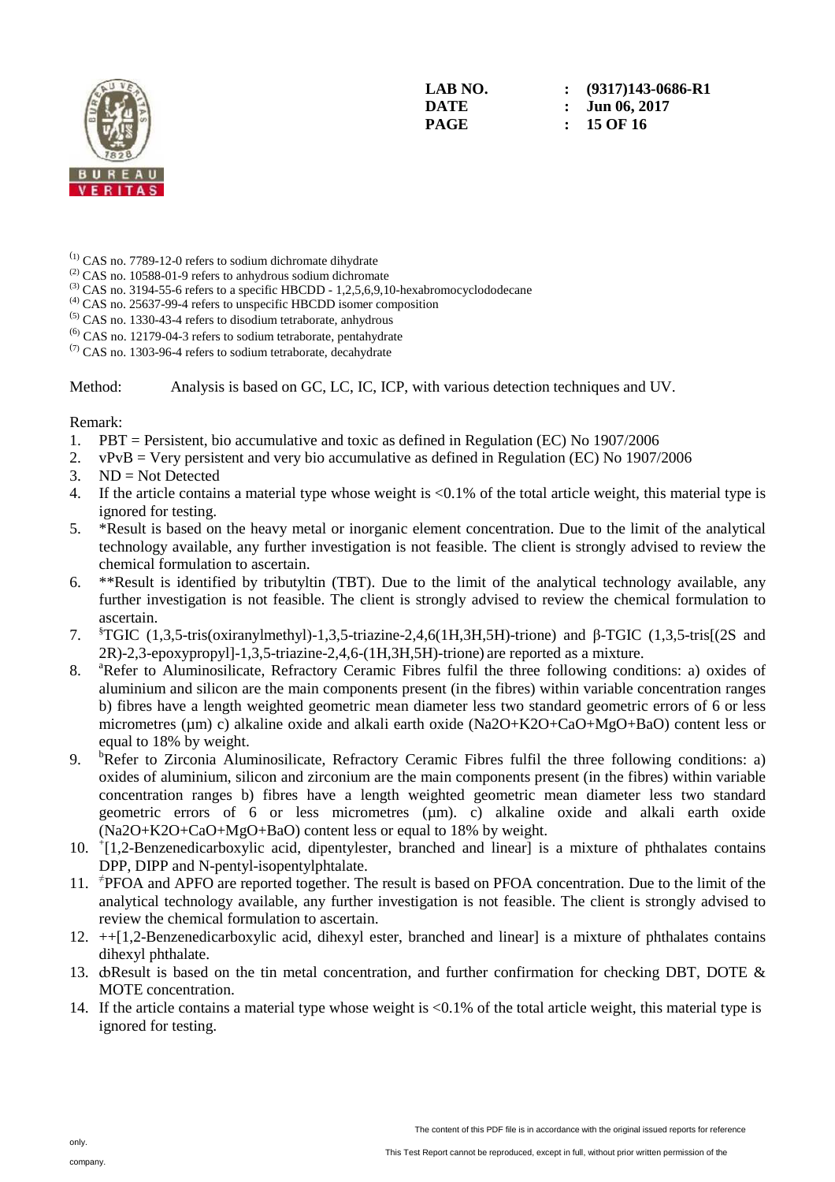(1) CAS no. 7789-12-0 refers to sodium dichromate dihydrate
(2) CAS no. 10588-01-9 refers to anhydrous sodium dichromate
(3) CAS no. 3194-55-6 refers to a specific HBCDD - 1,2,5,6,9,10-hexabromocyclododecane
(4) CAS no. 25637-99-4 refers to unspecific HBCDD isomer composition
(5) CAS no. 1330-43-4 refers to disodium tetraborate, anhydrous
(6) CAS no. 12179-04-3 refers to sodium tetraborate, pentahydrate
(7) CAS no. 1303-96-4 refers to sodium tetraborate, decahydrate

Method: Analysis is based on GC, LC, IC, ICP, with various detection techniques and UV.

Remark:

1. PBT = Persistent, bio accumulative and toxic as defined in Regulation (EC) No 1907/2006
2. vPvB = Very persistent and very bio accumulative as defined in Regulation (EC) No 1907/2006
3. ND = Not Detected
4. If the article contains a material type whose weight is <0.1% of the total article weight, this material type is ignored for testing.
5. *Result is based on the heavy metal or inorganic element concentration. Due to the limit of the analytical technology available, any further investigation is not feasible. The client is strongly advised to review the chemical formulation to ascertain.
6. **Result is identified by tributyltin (TBT). Due to the limit of the analytical technology available, any further investigation is not feasible. The client is strongly advised to review the chemical formulation to ascertain.
7. [§]TGIC (1,3,5-tris(oxiranylmethyl)-1,3,5-triazine-2,4,6(1H,3H,5H)-trione) and β-TGIC (1,3,5-tris[(2S and 2R)-2,3-epoxypropyl]-1,3,5-triazine-2,4,6-(1H,3H,5H)-trione) are reported as a mixture.
8. [a]Refer to Aluminosilicate, Refractory Ceramic Fibres fulfil the three following conditions: a) oxides of aluminium and silicon are the main components present (in the fibres) within variable concentration ranges b) fibres have a length weighted geometric mean diameter less two standard geometric errors of 6 or less micrometres (µm) c) alkaline oxide and alkali earth oxide (Na2O+K2O+CaO+MgO+BaO) content less or equal to 18% by weight.
9. [b]Refer to Zirconia Aluminosilicate, Refractory Ceramic Fibres fulfil the three following conditions: a) oxides of aluminium, silicon and zirconium are the main components present (in the fibres) within variable concentration ranges b) fibres have a length weighted geometric mean diameter less two standard geometric errors of 6 or less micrometres (µm). c) alkaline oxide and alkali earth oxide (Na2O+K2O+CaO+MgO+BaO) content less or equal to 18% by weight.
10. [+][1,2-Benzenedicarboxylic acid, dipentylester, branched and linear] is a mixture of phthalates contains DPP, DIPP and N-pentyl-isopentylphtalate.
11. [≠]PFOA and APFO are reported together. The result is based on PFOA concentration. Due to the limit of the analytical technology available, any further investigation is not feasible. The client is strongly advised to review the chemical formulation to ascertain.
12. ++[1,2-Benzenedicarboxylic acid, dihexyl ester, branched and linear] is a mixture of phthalates contains dihexyl phthalate.
13. ȸResult is based on the tin metal concentration, and further confirmation for checking DBT, DOTE & MOTE concentration.
14. If the article contains a material type whose weight is <0.1% of the total article weight, this material type is ignored for testing.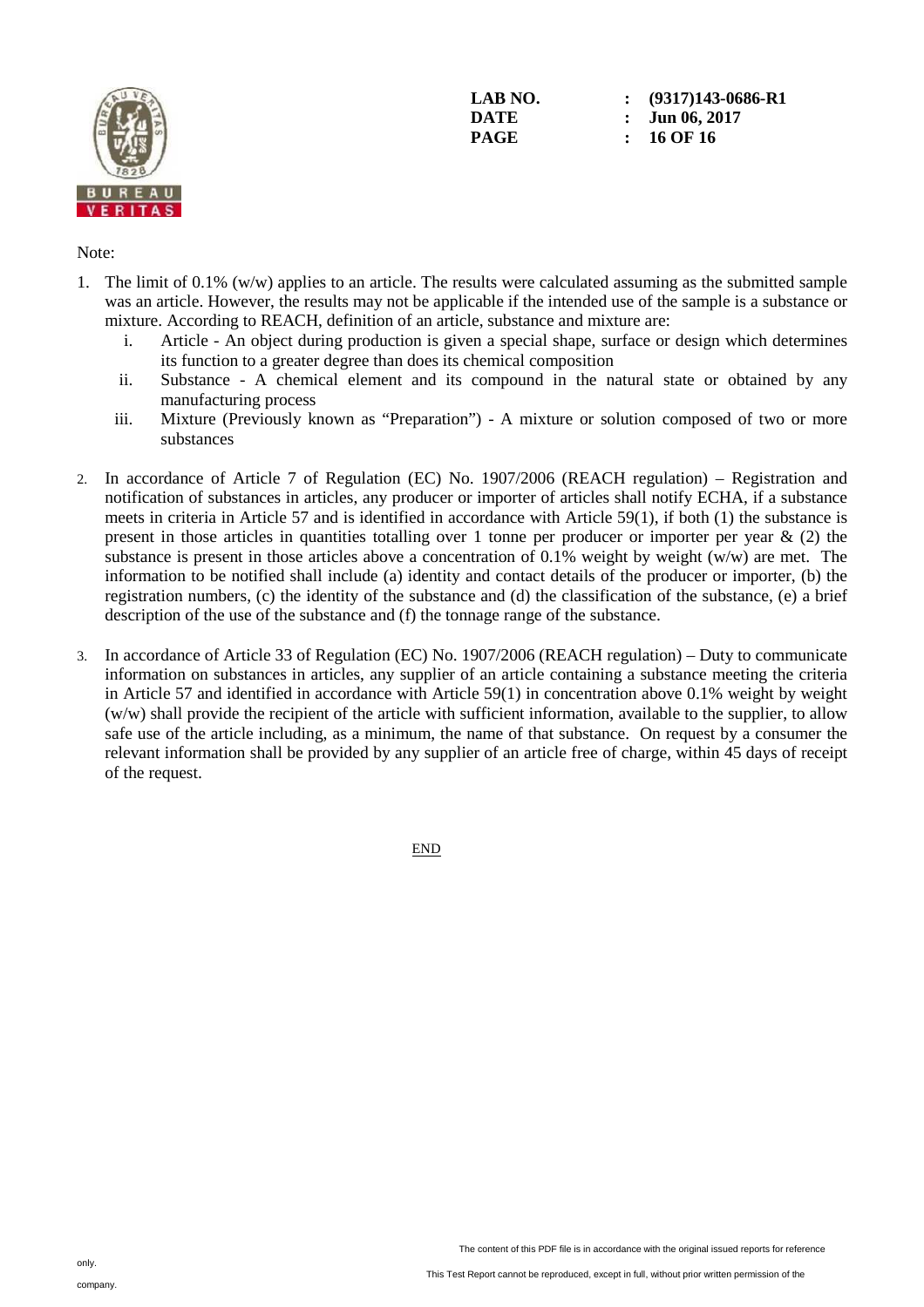Note:

1. The limit of 0.1% (w/w) applies to an article. The results were calculated assuming as the submitted sample was an article. However, the results may not be applicable if the intended use of the sample is a substance or mixture. According to REACH, definition of an article, substance and mixture are:
   i. Article - An object during production is given a special shape, surface or design which determines its function to a greater degree than does its chemical composition
   ii. Substance - A chemical element and its compound in the natural state or obtained by any manufacturing process
   iii. Mixture (Previously known as "Preparation") - A mixture or solution composed of two or more substances

2. In accordance of Article 7 of Regulation (EC) No. 1907/2006 (REACH regulation) – Registration and notification of substances in articles, any producer or importer of articles shall notify ECHA, if a substance meets in criteria in Article 57 and is identified in accordance with Article 59(1), if both (1) the substance is present in those articles in quantities totalling over 1 tonne per producer or importer per year & (2) the substance is present in those articles above a concentration of 0.1% weight by weight (w/w) are met. The information to be notified shall include (a) identity and contact details of the producer or importer, (b) the registration numbers, (c) the identity of the substance and (d) the classification of the substance, (e) a brief description of the use of the substance and (f) the tonnage range of the substance.

3. In accordance of Article 33 of Regulation (EC) No. 1907/2006 (REACH regulation) – Duty to communicate information on substances in articles, any supplier of an article containing a substance meeting the criteria in Article 57 and identified in accordance with Article 59(1) in concentration above 0.1% weight by weight (w/w) shall provide the recipient of the article with sufficient information, available to the supplier, to allow safe use of the article including, as a minimum, the name of that substance. On request by a consumer the relevant information shall be provided by any supplier of an article free of charge, within 45 days of receipt of the request.

END